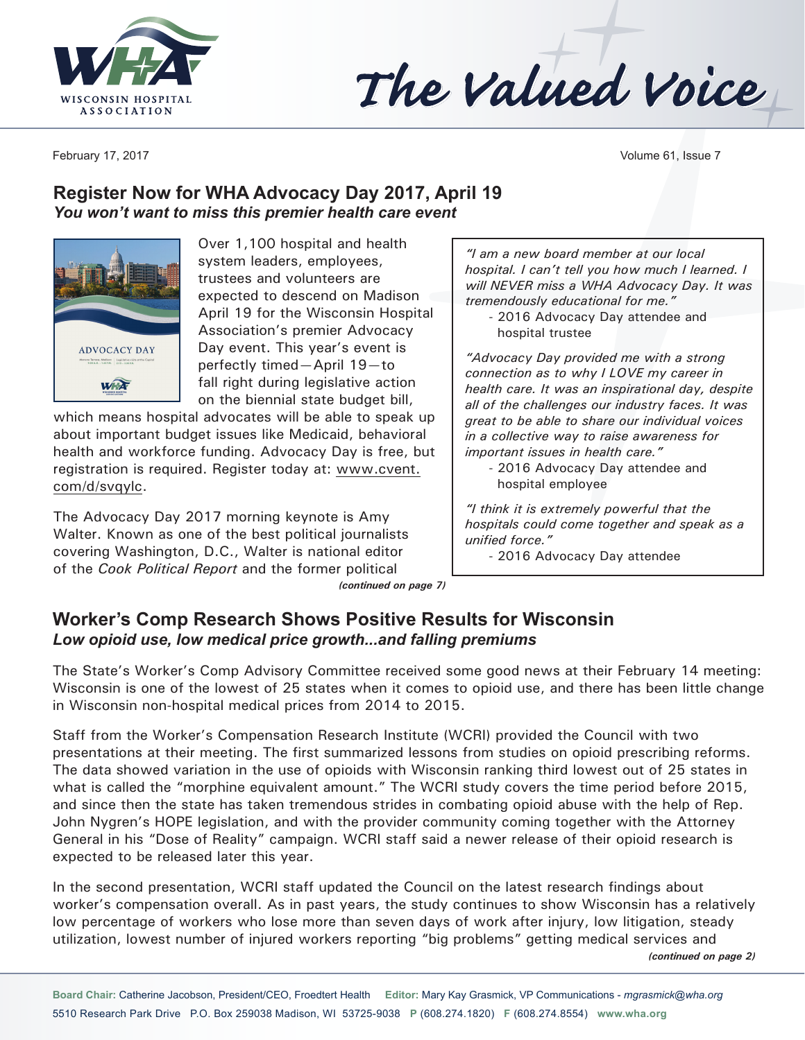# The Valued Voice

February 17, 2017

## Register Now for WHA Advocacy Day 2017, April 19

***You won't want to miss this premier health care event***

Over 1,100 hospital and health system leaders, employees, trustees and volunteers are expected to descend on Madison April 19 for the Wisconsin Hospital Association's premier Advocacy Day event. This year's event is perfectly timed—April 19—to fall right during legislative action on the biennial state budget bill, which means hospital advocates will be able to speak up about important budget issues like Medicaid, behavioral health and workforce funding. Advocacy Day is free, but registration is required. Register today at: www.cvent.com/d/svqylc.

The Advocacy Day 2017 morning keynote is Amy Walter. Known as one of the best political journalists covering Washington, D.C., Walter is national editor of the *Cook Political Report* and the former political

***(continued on page 7)***

> *"I am a new board member at our local hospital. I can't tell you how much I learned. I will NEVER miss a WHA Advocacy Day. It was tremendously educational for me."*
>
> - 2016 Advocacy Day attendee and hospital trustee
>
> *"Advocacy Day provided me with a strong connection as to why I LOVE my career in health care. It was an inspirational day, despite all of the challenges our industry faces. It was great to be able to share our individual voices in a collective way to raise awareness for important issues in health care."*
>
> - 2016 Advocacy Day attendee and hospital employee
>
> *"I think it is extremely powerful that the hospitals could come together and speak as a unified force."*
>
> - 2016 Advocacy Day attendee

## Worker's Comp Research Shows Positive Results for Wisconsin

***Low opioid use, low medical price growth...and falling premiums***

The State's Worker's Comp Advisory Committee received some good news at their February 14 meeting: Wisconsin is one of the lowest of 25 states when it comes to opioid use, and there has been little change in Wisconsin non-hospital medical prices from 2014 to 2015.

Staff from the Worker's Compensation Research Institute (WCRI) provided the Council with two presentations at their meeting. The first summarized lessons from studies on opioid prescribing reforms. The data showed variation in the use of opioids with Wisconsin ranking third lowest out of 25 states in what is called the "morphine equivalent amount." The WCRI study covers the time period before 2015, and since then the state has taken tremendous strides in combating opioid abuse with the help of Rep. John Nygren's HOPE legislation, and with the provider community coming together with the Attorney General in his "Dose of Reality" campaign. WCRI staff said a newer release of their opioid research is expected to be released later this year.

In the second presentation, WCRI staff updated the Council on the latest research findings about worker's compensation overall. As in past years, the study continues to show Wisconsin has a relatively low percentage of workers who lose more than seven days of work after injury, low litigation, steady utilization, lowest number of injured workers reporting "big problems" getting medical services and

***(continued on page 2)***

**Board Chair:** Catherine Jacobson, President/CEO, Froedtert Health **Editor:** Mary Kay Grasmick, VP Communications - *mgrasmick@wha.org*
5510 Research Park Drive P.O. Box 259038 Madison, WI 53725-9038 **P** (608.274.1820) **F** (608.274.8554) **www.wha.org**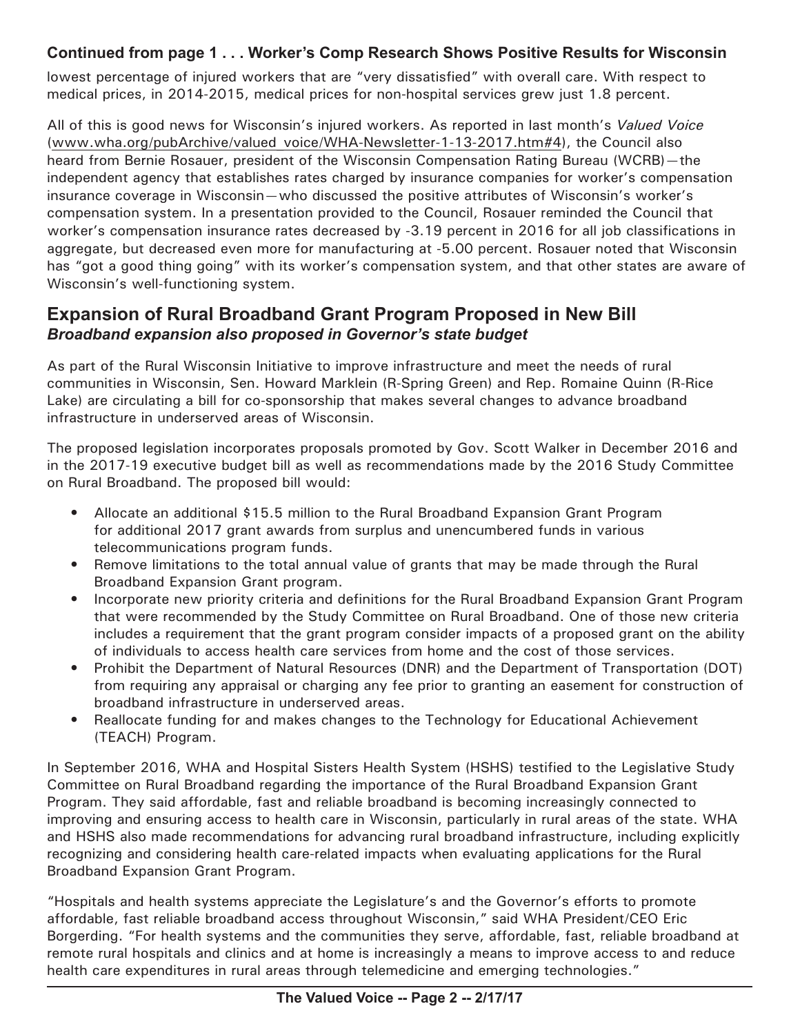**Continued from page 1 . . . Worker's Comp Research Shows Positive Results for Wisconsin**

lowest percentage of injured workers that are "very dissatisfied" with overall care. With respect to medical prices, in 2014-2015, medical prices for non-hospital services grew just 1.8 percent.

All of this is good news for Wisconsin's injured workers. As reported in last month's *Valued Voice* (www.wha.org/pubArchive/valued_voice/WHA-Newsletter-1-13-2017.htm#4), the Council also heard from Bernie Rosauer, president of the Wisconsin Compensation Rating Bureau (WCRB)—the independent agency that establishes rates charged by insurance companies for worker's compensation insurance coverage in Wisconsin—who discussed the positive attributes of Wisconsin's worker's compensation system. In a presentation provided to the Council, Rosauer reminded the Council that worker's compensation insurance rates decreased by -3.19 percent in 2016 for all job classifications in aggregate, but decreased even more for manufacturing at -5.00 percent. Rosauer noted that Wisconsin has "got a good thing going" with its worker's compensation system, and that other states are aware of Wisconsin's well-functioning system.

## Expansion of Rural Broadband Grant Program Proposed in New Bill

***Broadband expansion also proposed in Governor's state budget***

As part of the Rural Wisconsin Initiative to improve infrastructure and meet the needs of rural communities in Wisconsin, Sen. Howard Marklein (R-Spring Green) and Rep. Romaine Quinn (R-Rice Lake) are circulating a bill for co-sponsorship that makes several changes to advance broadband infrastructure in underserved areas of Wisconsin.

The proposed legislation incorporates proposals promoted by Gov. Scott Walker in December 2016 and in the 2017-19 executive budget bill as well as recommendations made by the 2016 Study Committee on Rural Broadband. The proposed bill would:

- Allocate an additional $15.5 million to the Rural Broadband Expansion Grant Program for additional 2017 grant awards from surplus and unencumbered funds in various telecommunications program funds.
- Remove limitations to the total annual value of grants that may be made through the Rural Broadband Expansion Grant program.
- Incorporate new priority criteria and definitions for the Rural Broadband Expansion Grant Program that were recommended by the Study Committee on Rural Broadband. One of those new criteria includes a requirement that the grant program consider impacts of a proposed grant on the ability of individuals to access health care services from home and the cost of those services.
- Prohibit the Department of Natural Resources (DNR) and the Department of Transportation (DOT) from requiring any appraisal or charging any fee prior to granting an easement for construction of broadband infrastructure in underserved areas.
- Reallocate funding for and makes changes to the Technology for Educational Achievement (TEACH) Program.

In September 2016, WHA and Hospital Sisters Health System (HSHS) testified to the Legislative Study Committee on Rural Broadband regarding the importance of the Rural Broadband Expansion Grant Program. They said affordable, fast and reliable broadband is becoming increasingly connected to improving and ensuring access to health care in Wisconsin, particularly in rural areas of the state. WHA and HSHS also made recommendations for advancing rural broadband infrastructure, including explicitly recognizing and considering health care-related impacts when evaluating applications for the Rural Broadband Expansion Grant Program.

"Hospitals and health systems appreciate the Legislature's and the Governor's efforts to promote affordable, fast reliable broadband access throughout Wisconsin," said WHA President/CEO Eric Borgerding. "For health systems and the communities they serve, affordable, fast, reliable broadband at remote rural hospitals and clinics and at home is increasingly a means to improve access to and reduce health care expenditures in rural areas through telemedicine and emerging technologies."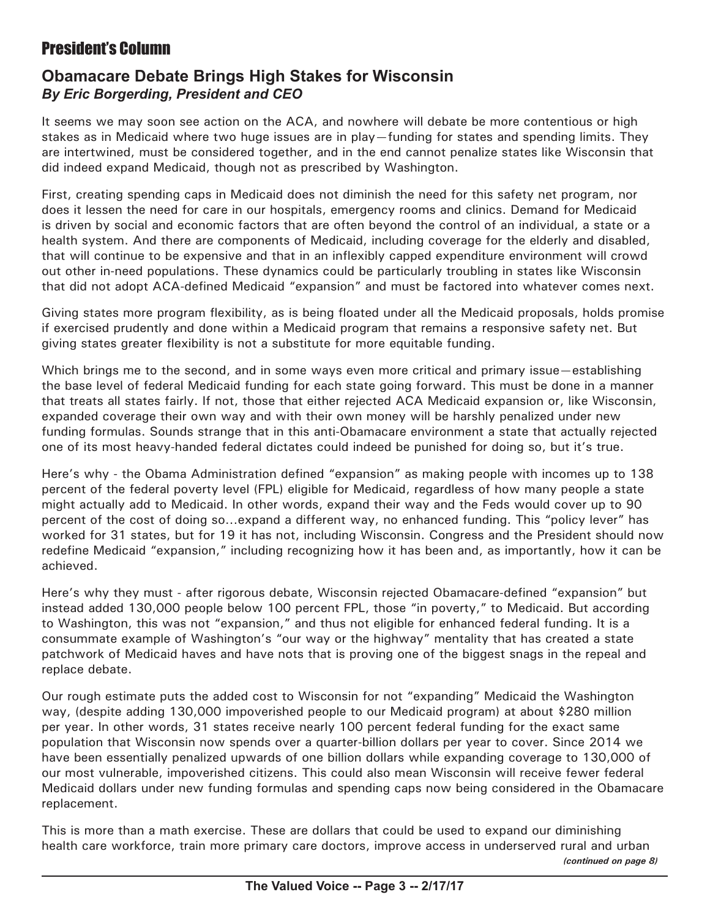## President's Column

### Obamacare Debate Brings High Stakes for Wisconsin

***By Eric Borgerding, President and CEO***

It seems we may soon see action on the ACA, and nowhere will debate be more contentious or high stakes as in Medicaid where two huge issues are in play—funding for states and spending limits. They are intertwined, must be considered together, and in the end cannot penalize states like Wisconsin that did indeed expand Medicaid, though not as prescribed by Washington.

First, creating spending caps in Medicaid does not diminish the need for this safety net program, nor does it lessen the need for care in our hospitals, emergency rooms and clinics. Demand for Medicaid is driven by social and economic factors that are often beyond the control of an individual, a state or a health system. And there are components of Medicaid, including coverage for the elderly and disabled, that will continue to be expensive and that in an inflexibly capped expenditure environment will crowd out other in-need populations. These dynamics could be particularly troubling in states like Wisconsin that did not adopt ACA-defined Medicaid "expansion" and must be factored into whatever comes next.

Giving states more program flexibility, as is being floated under all the Medicaid proposals, holds promise if exercised prudently and done within a Medicaid program that remains a responsive safety net. But giving states greater flexibility is not a substitute for more equitable funding.

Which brings me to the second, and in some ways even more critical and primary issue—establishing the base level of federal Medicaid funding for each state going forward. This must be done in a manner that treats all states fairly. If not, those that either rejected ACA Medicaid expansion or, like Wisconsin, expanded coverage their own way and with their own money will be harshly penalized under new funding formulas. Sounds strange that in this anti-Obamacare environment a state that actually rejected one of its most heavy-handed federal dictates could indeed be punished for doing so, but it's true.

Here's why - the Obama Administration defined "expansion" as making people with incomes up to 138 percent of the federal poverty level (FPL) eligible for Medicaid, regardless of how many people a state might actually add to Medicaid. In other words, expand their way and the Feds would cover up to 90 percent of the cost of doing so...expand a different way, no enhanced funding. This "policy lever" has worked for 31 states, but for 19 it has not, including Wisconsin. Congress and the President should now redefine Medicaid "expansion," including recognizing how it has been and, as importantly, how it can be achieved.

Here's why they must - after rigorous debate, Wisconsin rejected Obamacare-defined "expansion" but instead added 130,000 people below 100 percent FPL, those "in poverty," to Medicaid. But according to Washington, this was not "expansion," and thus not eligible for enhanced federal funding. It is a consummate example of Washington's "our way or the highway" mentality that has created a state patchwork of Medicaid haves and have nots that is proving one of the biggest snags in the repeal and replace debate.

Our rough estimate puts the added cost to Wisconsin for not "expanding" Medicaid the Washington way, (despite adding 130,000 impoverished people to our Medicaid program) at about $280 million per year. In other words, 31 states receive nearly 100 percent federal funding for the exact same population that Wisconsin now spends over a quarter-billion dollars per year to cover. Since 2014 we have been essentially penalized upwards of one billion dollars while expanding coverage to 130,000 of our most vulnerable, impoverished citizens. This could also mean Wisconsin will receive fewer federal Medicaid dollars under new funding formulas and spending caps now being considered in the Obamacare replacement.

This is more than a math exercise. These are dollars that could be used to expand our diminishing health care workforce, train more primary care doctors, improve access in underserved rural and urban

***(continued on page 8)***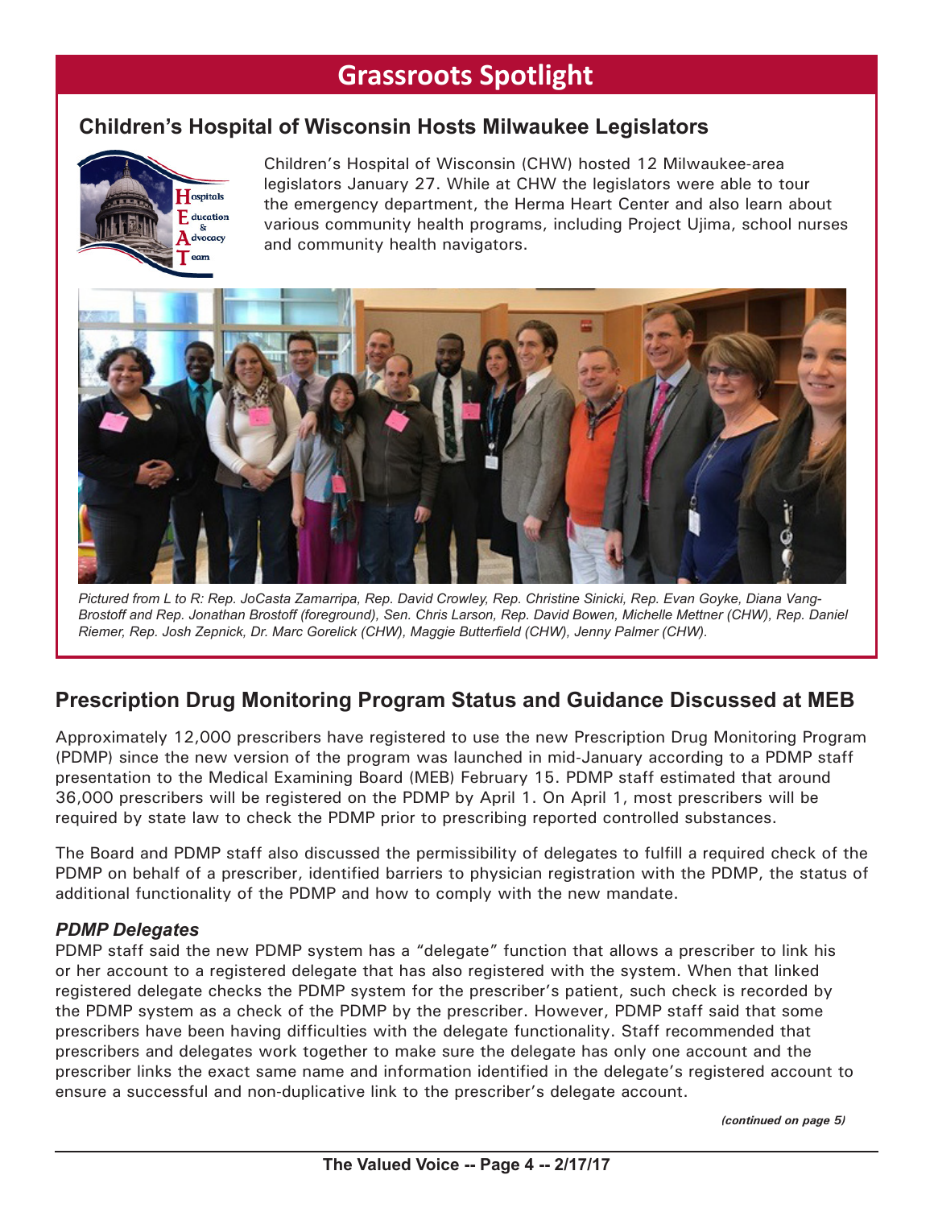# Grassroots Spotlight

## Children's Hospital of Wisconsin Hosts Milwaukee Legislators

Children's Hospital of Wisconsin (CHW) hosted 12 Milwaukee-area legislators January 27. While at CHW the legislators were able to tour the emergency department, the Herma Heart Center and also learn about various community health programs, including Project Ujima, school nurses and community health navigators.

*Pictured from L to R: Rep. JoCasta Zamarripa, Rep. David Crowley, Rep. Christine Sinicki, Rep. Evan Goyke, Diana Vang-Brostoff and Rep. Jonathan Brostoff (foreground), Sen. Chris Larson, Rep. David Bowen, Michelle Mettner (CHW), Rep. Daniel Riemer, Rep. Josh Zepnick, Dr. Marc Gorelick (CHW), Maggie Butterfield (CHW), Jenny Palmer (CHW).*

## Prescription Drug Monitoring Program Status and Guidance Discussed at MEB

Approximately 12,000 prescribers have registered to use the new Prescription Drug Monitoring Program (PDMP) since the new version of the program was launched in mid-January according to a PDMP staff presentation to the Medical Examining Board (MEB) February 15. PDMP staff estimated that around 36,000 prescribers will be registered on the PDMP by April 1. On April 1, most prescribers will be required by state law to check the PDMP prior to prescribing reported controlled substances.

The Board and PDMP staff also discussed the permissibility of delegates to fulfill a required check of the PDMP on behalf of a prescriber, identified barriers to physician registration with the PDMP, the status of additional functionality of the PDMP and how to comply with the new mandate.

### *PDMP Delegates*

PDMP staff said the new PDMP system has a "delegate" function that allows a prescriber to link his or her account to a registered delegate that has also registered with the system. When that linked registered delegate checks the PDMP system for the prescriber's patient, such check is recorded by the PDMP system as a check of the PDMP by the prescriber. However, PDMP staff said that some prescribers have been having difficulties with the delegate functionality. Staff recommended that prescribers and delegates work together to make sure the delegate has only one account and the prescriber links the exact same name and information identified in the delegate's registered account to ensure a successful and non-duplicative link to the prescriber's delegate account.

*(continued on page 5)*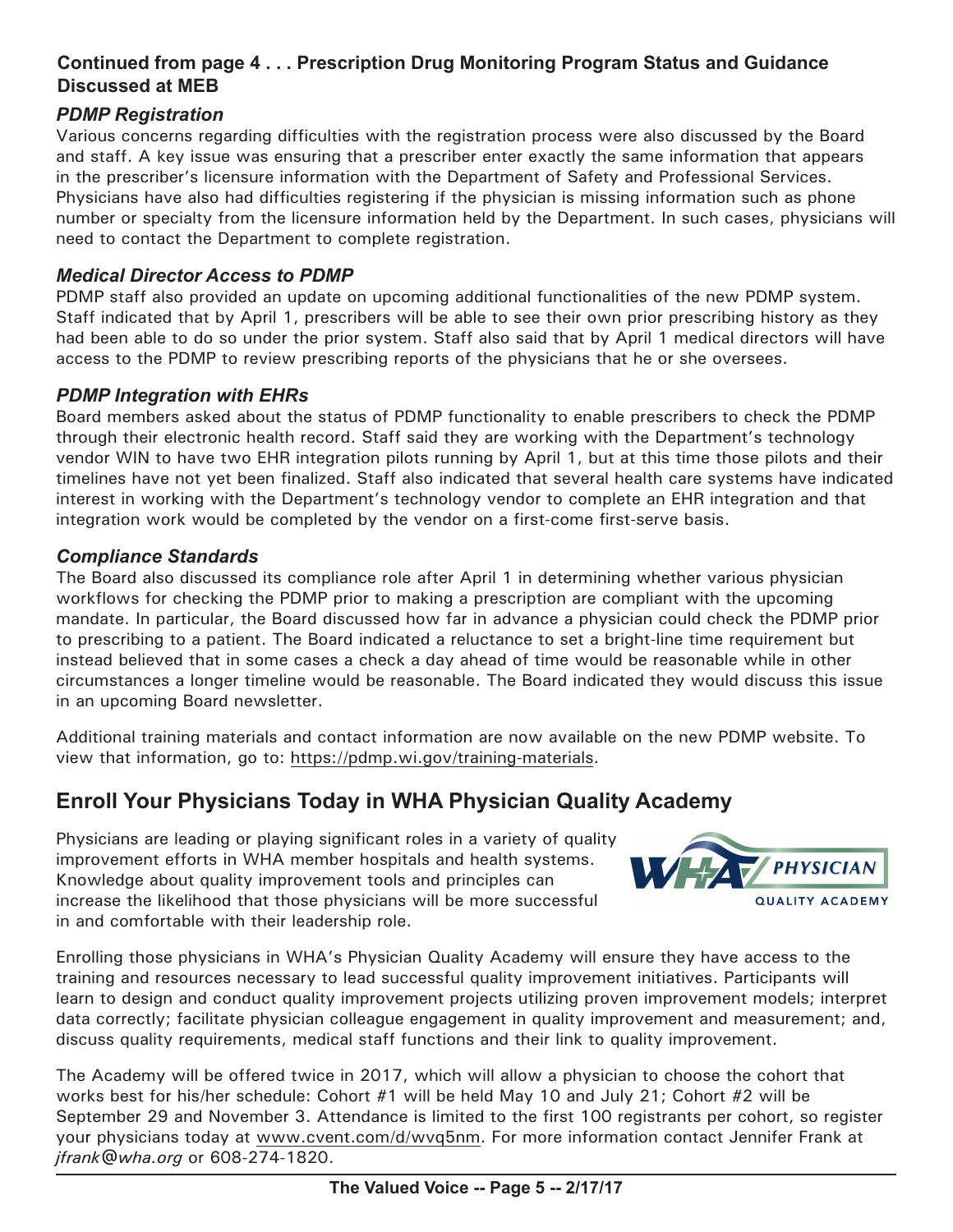## Continued from page 4 . . . Prescription Drug Monitoring Program Status and Guidance Discussed at MEB

### *PDMP Registration*

Various concerns regarding difficulties with the registration process were also discussed by the Board and staff. A key issue was ensuring that a prescriber enter exactly the same information that appears in the prescriber's licensure information with the Department of Safety and Professional Services. Physicians have also had difficulties registering if the physician is missing information such as phone number or specialty from the licensure information held by the Department. In such cases, physicians will need to contact the Department to complete registration.

### *Medical Director Access to PDMP*

PDMP staff also provided an update on upcoming additional functionalities of the new PDMP system. Staff indicated that by April 1, prescribers will be able to see their own prior prescribing history as they had been able to do so under the prior system. Staff also said that by April 1 medical directors will have access to the PDMP to review prescribing reports of the physicians that he or she oversees.

### *PDMP Integration with EHRs*

Board members asked about the status of PDMP functionality to enable prescribers to check the PDMP through their electronic health record. Staff said they are working with the Department's technology vendor WIN to have two EHR integration pilots running by April 1, but at this time those pilots and their timelines have not yet been finalized. Staff also indicated that several health care systems have indicated interest in working with the Department's technology vendor to complete an EHR integration and that integration work would be completed by the vendor on a first-come first-serve basis.

### *Compliance Standards*

The Board also discussed its compliance role after April 1 in determining whether various physician workflows for checking the PDMP prior to making a prescription are compliant with the upcoming mandate. In particular, the Board discussed how far in advance a physician could check the PDMP prior to prescribing to a patient. The Board indicated a reluctance to set a bright-line time requirement but instead believed that in some cases a check a day ahead of time would be reasonable while in other circumstances a longer timeline would be reasonable. The Board indicated they would discuss this issue in an upcoming Board newsletter.

Additional training materials and contact information are now available on the new PDMP website. To view that information, go to: https://pdmp.wi.gov/training-materials.

## Enroll Your Physicians Today in WHA Physician Quality Academy

Physicians are leading or playing significant roles in a variety of quality improvement efforts in WHA member hospitals and health systems. Knowledge about quality improvement tools and principles can increase the likelihood that those physicians will be more successful in and comfortable with their leadership role.

Enrolling those physicians in WHA's Physician Quality Academy will ensure they have access to the training and resources necessary to lead successful quality improvement initiatives. Participants will learn to design and conduct quality improvement projects utilizing proven improvement models; interpret data correctly; facilitate physician colleague engagement in quality improvement and measurement; and, discuss quality requirements, medical staff functions and their link to quality improvement.

The Academy will be offered twice in 2017, which will allow a physician to choose the cohort that works best for his/her schedule: Cohort #1 will be held May 10 and July 21; Cohort #2 will be September 29 and November 3. Attendance is limited to the first 100 registrants per cohort, so register your physicians today at www.cvent.com/d/wvq5nm. For more information contact Jennifer Frank at *jfrank@wha.org* or 608-274-1820.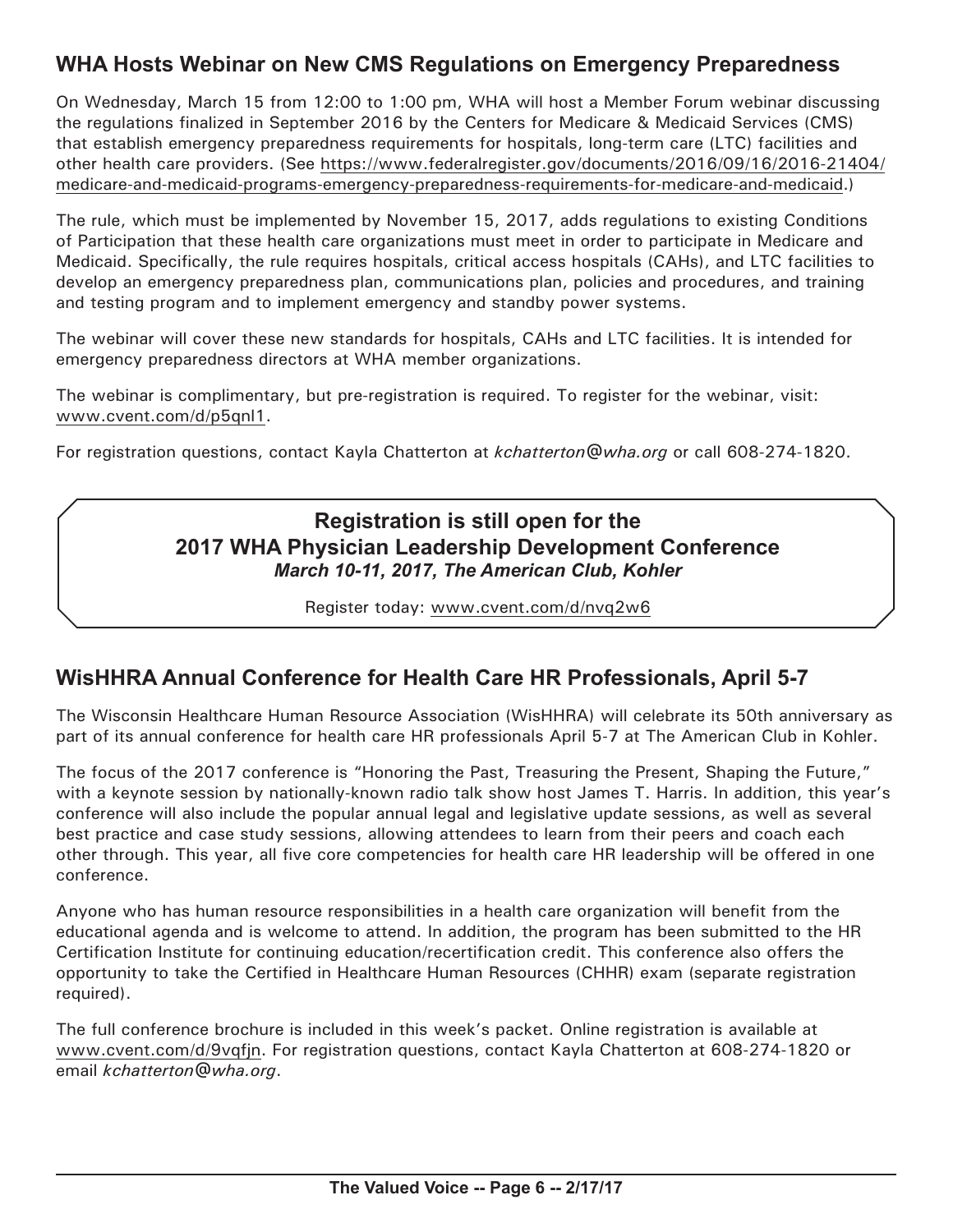## WHA Hosts Webinar on New CMS Regulations on Emergency Preparedness

On Wednesday, March 15 from 12:00 to 1:00 pm, WHA will host a Member Forum webinar discussing the regulations finalized in September 2016 by the Centers for Medicare & Medicaid Services (CMS) that establish emergency preparedness requirements for hospitals, long-term care (LTC) facilities and other health care providers. (See https://www.federalregister.gov/documents/2016/09/16/2016-21404/medicare-and-medicaid-programs-emergency-preparedness-requirements-for-medicare-and-medicaid.)

The rule, which must be implemented by November 15, 2017, adds regulations to existing Conditions of Participation that these health care organizations must meet in order to participate in Medicare and Medicaid. Specifically, the rule requires hospitals, critical access hospitals (CAHs), and LTC facilities to develop an emergency preparedness plan, communications plan, policies and procedures, and training and testing program and to implement emergency and standby power systems.

The webinar will cover these new standards for hospitals, CAHs and LTC facilities. It is intended for emergency preparedness directors at WHA member organizations.

The webinar is complimentary, but pre-registration is required. To register for the webinar, visit: www.cvent.com/d/p5qnl1.

For registration questions, contact Kayla Chatterton at *kchatterton@wha.org* or call 608-274-1820.

**Registration is still open for the**
**2017 WHA Physician Leadership Development Conference**
***March 10-11, 2017, The American Club, Kohler***

Register today: www.cvent.com/d/nvq2w6

## WisHHRA Annual Conference for Health Care HR Professionals, April 5-7

The Wisconsin Healthcare Human Resource Association (WisHHRA) will celebrate its 50th anniversary as part of its annual conference for health care HR professionals April 5-7 at The American Club in Kohler.

The focus of the 2017 conference is "Honoring the Past, Treasuring the Present, Shaping the Future," with a keynote session by nationally-known radio talk show host James T. Harris. In addition, this year's conference will also include the popular annual legal and legislative update sessions, as well as several best practice and case study sessions, allowing attendees to learn from their peers and coach each other through. This year, all five core competencies for health care HR leadership will be offered in one conference.

Anyone who has human resource responsibilities in a health care organization will benefit from the educational agenda and is welcome to attend. In addition, the program has been submitted to the HR Certification Institute for continuing education/recertification credit. This conference also offers the opportunity to take the Certified in Healthcare Human Resources (CHHR) exam (separate registration required).

The full conference brochure is included in this week's packet. Online registration is available at www.cvent.com/d/9vqfjn. For registration questions, contact Kayla Chatterton at 608-274-1820 or email *kchatterton@wha.org*.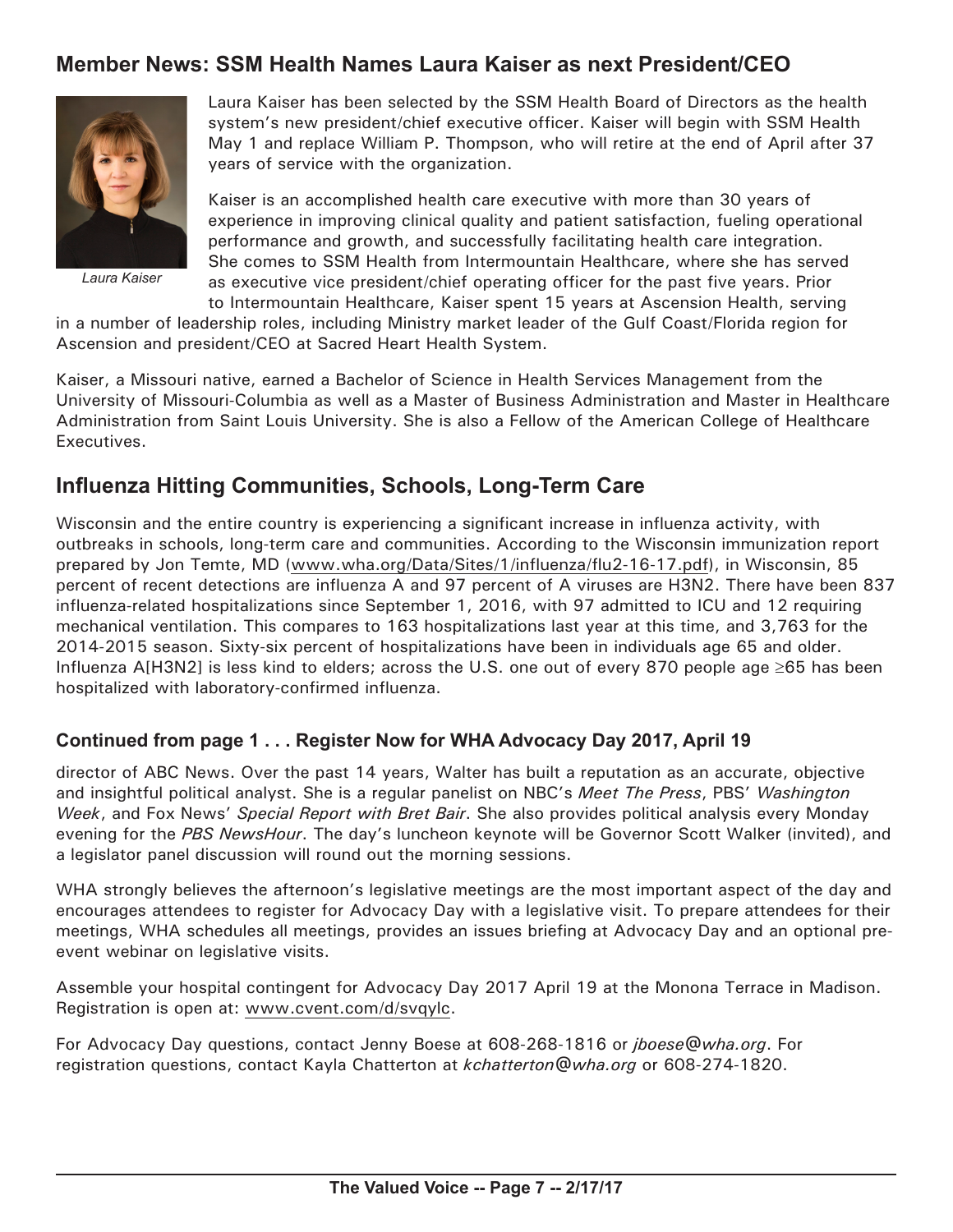## Member News: SSM Health Names Laura Kaiser as next President/CEO

*Laura Kaiser*

Laura Kaiser has been selected by the SSM Health Board of Directors as the health system's new president/chief executive officer. Kaiser will begin with SSM Health May 1 and replace William P. Thompson, who will retire at the end of April after 37 years of service with the organization.

Kaiser is an accomplished health care executive with more than 30 years of experience in improving clinical quality and patient satisfaction, fueling operational performance and growth, and successfully facilitating health care integration. She comes to SSM Health from Intermountain Healthcare, where she has served as executive vice president/chief operating officer for the past five years. Prior to Intermountain Healthcare, Kaiser spent 15 years at Ascension Health, serving in a number of leadership roles, including Ministry market leader of the Gulf Coast/Florida region for Ascension and president/CEO at Sacred Heart Health System.

Kaiser, a Missouri native, earned a Bachelor of Science in Health Services Management from the University of Missouri-Columbia as well as a Master of Business Administration and Master in Healthcare Administration from Saint Louis University. She is also a Fellow of the American College of Healthcare Executives.

## Influenza Hitting Communities, Schools, Long-Term Care

Wisconsin and the entire country is experiencing a significant increase in influenza activity, with outbreaks in schools, long-term care and communities. According to the Wisconsin immunization report prepared by Jon Temte, MD (www.wha.org/Data/Sites/1/influenza/flu2-16-17.pdf), in Wisconsin, 85 percent of recent detections are influenza A and 97 percent of A viruses are H3N2. There have been 837 influenza-related hospitalizations since September 1, 2016, with 97 admitted to ICU and 12 requiring mechanical ventilation. This compares to 163 hospitalizations last year at this time, and 3,763 for the 2014-2015 season. Sixty-six percent of hospitalizations have been in individuals age 65 and older. Influenza A[H3N2] is less kind to elders; across the U.S. one out of every 870 people age ≥65 has been hospitalized with laboratory-confirmed influenza.

### Continued from page 1 . . . Register Now for WHA Advocacy Day 2017, April 19

director of ABC News. Over the past 14 years, Walter has built a reputation as an accurate, objective and insightful political analyst. She is a regular panelist on NBC's *Meet The Press*, PBS' *Washington Week*, and Fox News' *Special Report with Bret Bair*. She also provides political analysis every Monday evening for the *PBS NewsHour*. The day's luncheon keynote will be Governor Scott Walker (invited), and a legislator panel discussion will round out the morning sessions.

WHA strongly believes the afternoon's legislative meetings are the most important aspect of the day and encourages attendees to register for Advocacy Day with a legislative visit. To prepare attendees for their meetings, WHA schedules all meetings, provides an issues briefing at Advocacy Day and an optional pre-event webinar on legislative visits.

Assemble your hospital contingent for Advocacy Day 2017 April 19 at the Monona Terrace in Madison. Registration is open at: www.cvent.com/d/svqylc.

For Advocacy Day questions, contact Jenny Boese at 608-268-1816 or *jboese@wha.org*. For registration questions, contact Kayla Chatterton at *kchatterton@wha.org* or 608-274-1820.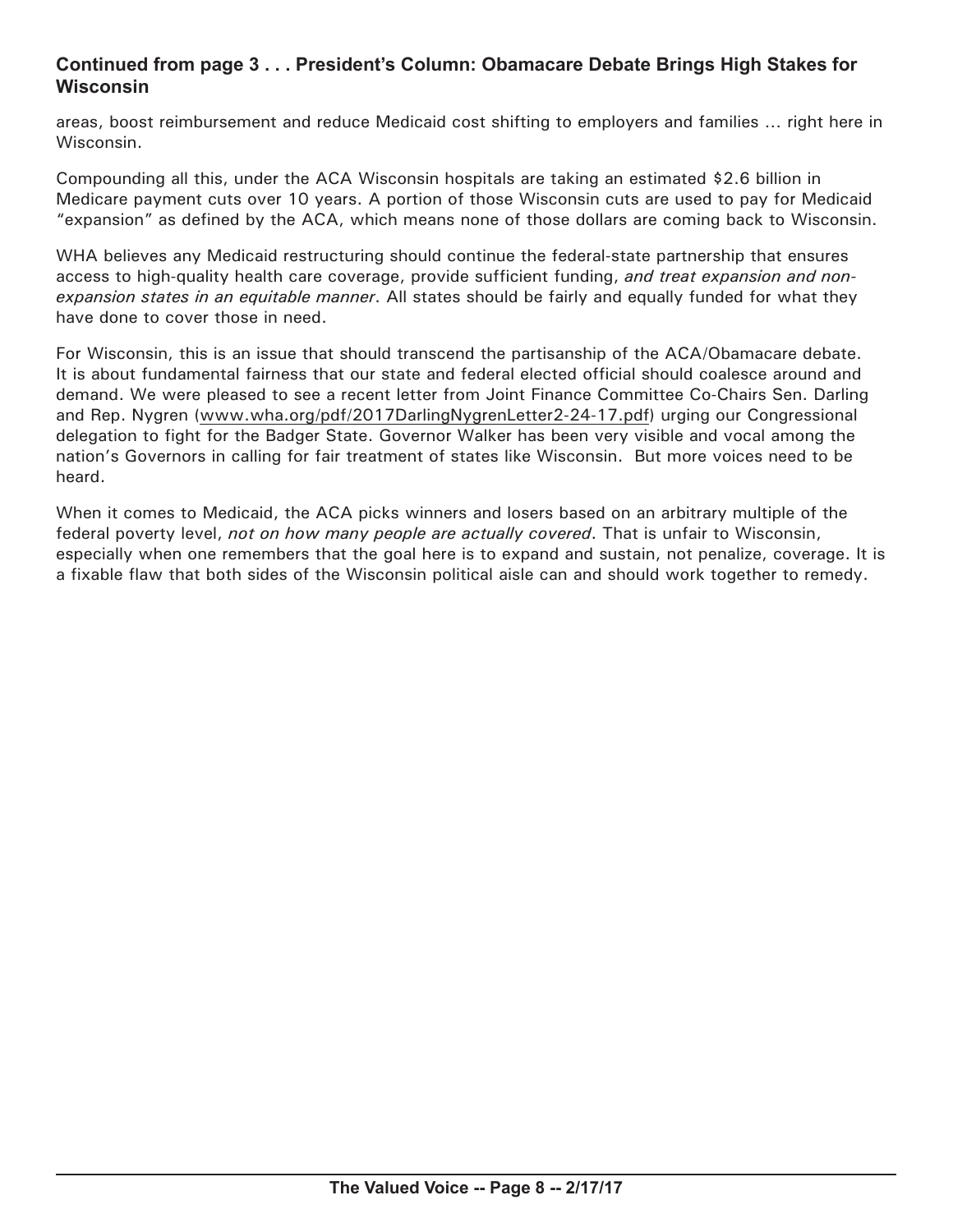**Continued from page 3 . . . President's Column: Obamacare Debate Brings High Stakes for Wisconsin**

areas, boost reimbursement and reduce Medicaid cost shifting to employers and families … right here in Wisconsin.

Compounding all this, under the ACA Wisconsin hospitals are taking an estimated $2.6 billion in Medicare payment cuts over 10 years. A portion of those Wisconsin cuts are used to pay for Medicaid "expansion" as defined by the ACA, which means none of those dollars are coming back to Wisconsin.

WHA believes any Medicaid restructuring should continue the federal-state partnership that ensures access to high-quality health care coverage, provide sufficient funding, *and treat expansion and non-expansion states in an equitable manner*. All states should be fairly and equally funded for what they have done to cover those in need.

For Wisconsin, this is an issue that should transcend the partisanship of the ACA/Obamacare debate. It is about fundamental fairness that our state and federal elected official should coalesce around and demand. We were pleased to see a recent letter from Joint Finance Committee Co-Chairs Sen. Darling and Rep. Nygren (www.wha.org/pdf/2017DarlingNygrenLetter2-24-17.pdf) urging our Congressional delegation to fight for the Badger State. Governor Walker has been very visible and vocal among the nation's Governors in calling for fair treatment of states like Wisconsin. But more voices need to be heard.

When it comes to Medicaid, the ACA picks winners and losers based on an arbitrary multiple of the federal poverty level, *not on how many people are actually covered*. That is unfair to Wisconsin, especially when one remembers that the goal here is to expand and sustain, not penalize, coverage. It is a fixable flaw that both sides of the Wisconsin political aisle can and should work together to remedy.